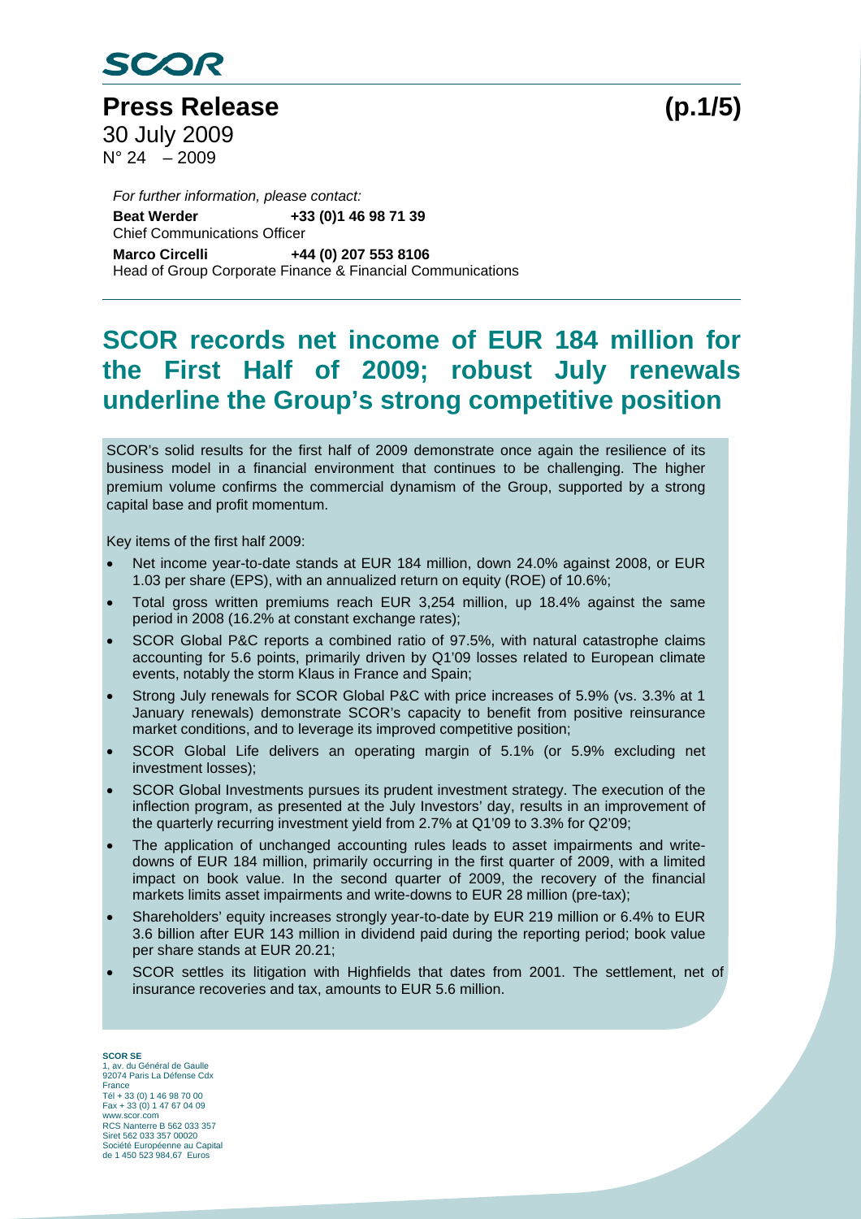SCOR

# Press Release

30 July 2009
N° 24 – 2009

*For further information, please contact:*

**Beat Werder** **+33 (0)1 46 98 71 39**
Chief Communications Officer

**Marco Circelli** **+44 (0) 207 553 8106**
Head of Group Corporate Finance & Financial Communications

## SCOR records net income of EUR 184 million for the First Half of 2009; robust July renewals underline the Group's strong competitive position

SCOR's solid results for the first half of 2009 demonstrate once again the resilience of its business model in a financial environment that continues to be challenging. The higher premium volume confirms the commercial dynamism of the Group, supported by a strong capital base and profit momentum.

Key items of the first half 2009:

- Net income year-to-date stands at EUR 184 million, down 24.0% against 2008, or EUR 1.03 per share (EPS), with an annualized return on equity (ROE) of 10.6%;
- Total gross written premiums reach EUR 3,254 million, up 18.4% against the same period in 2008 (16.2% at constant exchange rates);
- SCOR Global P&C reports a combined ratio of 97.5%, with natural catastrophe claims accounting for 5.6 points, primarily driven by Q1'09 losses related to European climate events, notably the storm Klaus in France and Spain;
- Strong July renewals for SCOR Global P&C with price increases of 5.9% (vs. 3.3% at 1 January renewals) demonstrate SCOR's capacity to benefit from positive reinsurance market conditions, and to leverage its improved competitive position;
- SCOR Global Life delivers an operating margin of 5.1% (or 5.9% excluding net investment losses);
- SCOR Global Investments pursues its prudent investment strategy. The execution of the inflection program, as presented at the July Investors' day, results in an improvement of the quarterly recurring investment yield from 2.7% at Q1'09 to 3.3% for Q2'09;
- The application of unchanged accounting rules leads to asset impairments and write-downs of EUR 184 million, primarily occurring in the first quarter of 2009, with a limited impact on book value. In the second quarter of 2009, the recovery of the financial markets limits asset impairments and write-downs to EUR 28 million (pre-tax);
- Shareholders' equity increases strongly year-to-date by EUR 219 million or 6.4% to EUR 3.6 billion after EUR 143 million in dividend paid during the reporting period; book value per share stands at EUR 20.21;
- SCOR settles its litigation with Highfields that dates from 2001. The settlement, net of insurance recoveries and tax, amounts to EUR 5.6 million.

**SCOR SE**
1, av. du Général de Gaulle
92074 Paris La Défense Cdx
France
Tél + 33 (0) 1 46 98 70 00
Fax + 33 (0) 1 47 67 04 09
www.scor.com
RCS Nanterre B 562 033 357
Siret 562 033 357 00020
Société Européenne au Capital
de 1 450 523 984,67 Euros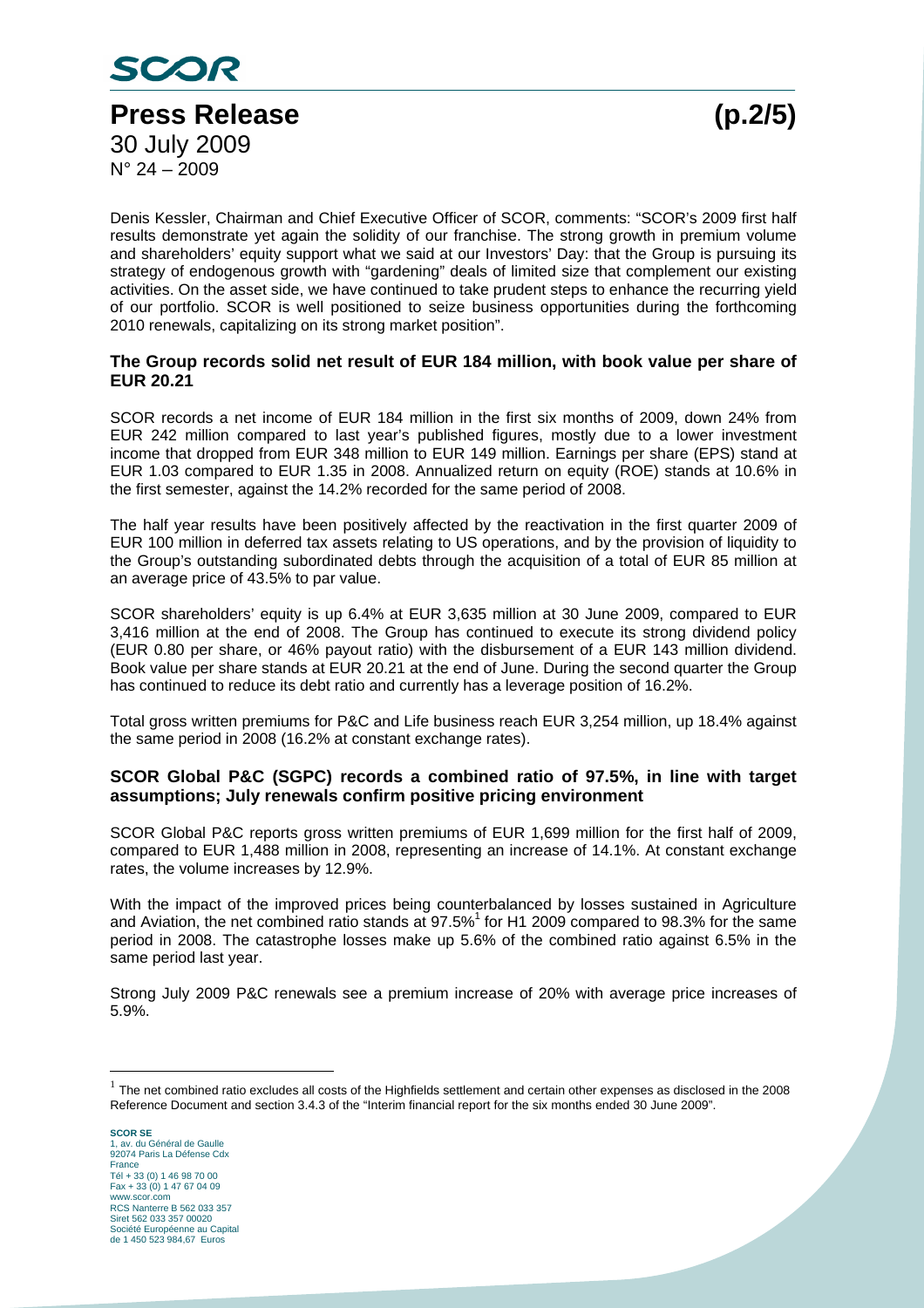Denis Kessler, Chairman and Chief Executive Officer of SCOR, comments: "SCOR's 2009 first half results demonstrate yet again the solidity of our franchise. The strong growth in premium volume and shareholders' equity support what we said at our Investors' Day: that the Group is pursuing its strategy of endogenous growth with "gardening" deals of limited size that complement our existing activities. On the asset side, we have continued to take prudent steps to enhance the recurring yield of our portfolio. SCOR is well positioned to seize business opportunities during the forthcoming 2010 renewals, capitalizing on its strong market position".

### The Group records solid net result of EUR 184 million, with book value per share of EUR 20.21

SCOR records a net income of EUR 184 million in the first six months of 2009, down 24% from EUR 242 million compared to last year's published figures, mostly due to a lower investment income that dropped from EUR 348 million to EUR 149 million. Earnings per share (EPS) stand at EUR 1.03 compared to EUR 1.35 in 2008. Annualized return on equity (ROE) stands at 10.6% in the first semester, against the 14.2% recorded for the same period of 2008.

The half year results have been positively affected by the reactivation in the first quarter 2009 of EUR 100 million in deferred tax assets relating to US operations, and by the provision of liquidity to the Group's outstanding subordinated debts through the acquisition of a total of EUR 85 million at an average price of 43.5% to par value.

SCOR shareholders' equity is up 6.4% at EUR 3,635 million at 30 June 2009, compared to EUR 3,416 million at the end of 2008. The Group has continued to execute its strong dividend policy (EUR 0.80 per share, or 46% payout ratio) with the disbursement of a EUR 143 million dividend. Book value per share stands at EUR 20.21 at the end of June. During the second quarter the Group has continued to reduce its debt ratio and currently has a leverage position of 16.2%.

Total gross written premiums for P&C and Life business reach EUR 3,254 million, up 18.4% against the same period in 2008 (16.2% at constant exchange rates).

### SCOR Global P&C (SGPC) records a combined ratio of 97.5%, in line with target assumptions; July renewals confirm positive pricing environment

SCOR Global P&C reports gross written premiums of EUR 1,699 million for the first half of 2009, compared to EUR 1,488 million in 2008, representing an increase of 14.1%. At constant exchange rates, the volume increases by 12.9%.

With the impact of the improved prices being counterbalanced by losses sustained in Agriculture and Aviation, the net combined ratio stands at 97.5%[1] for H1 2009 compared to 98.3% for the same period in 2008. The catastrophe losses make up 5.6% of the combined ratio against 6.5% in the same period last year.

Strong July 2009 P&C renewals see a premium increase of 20% with average price increases of 5.9%.

---

[1] The net combined ratio excludes all costs of the Highfields settlement and certain other expenses as disclosed in the 2008 Reference Document and section 3.4.3 of the "Interim financial report for the six months ended 30 June 2009".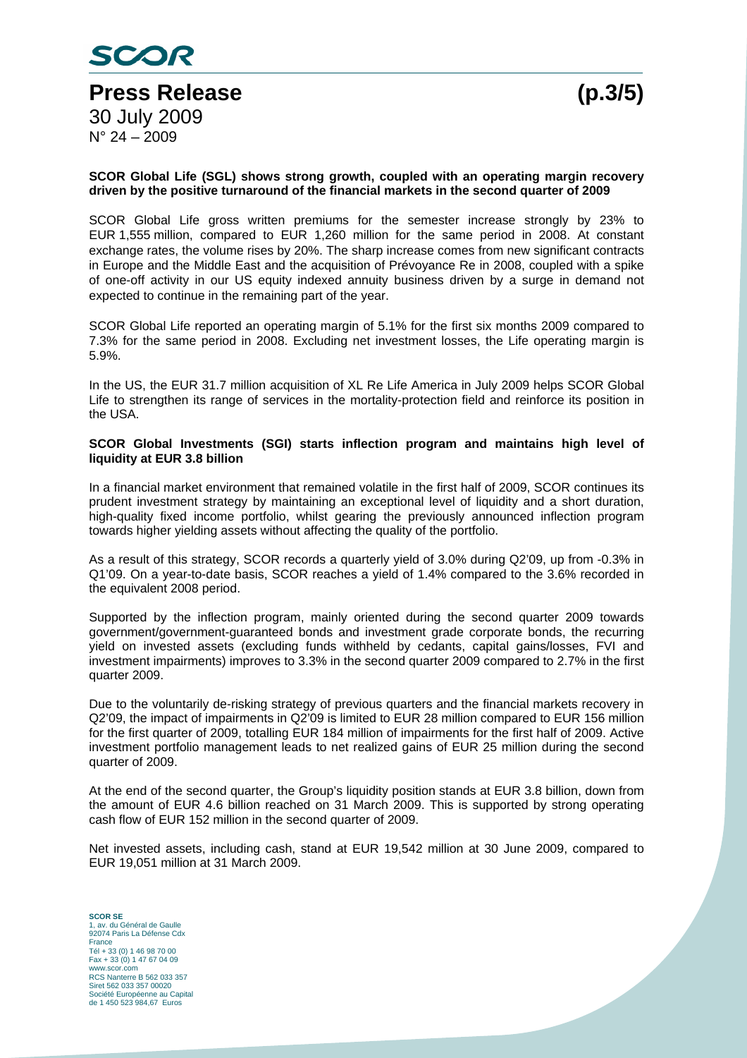**SCOR Global Life (SGL) shows strong growth, coupled with an operating margin recovery driven by the positive turnaround of the financial markets in the second quarter of 2009**

SCOR Global Life gross written premiums for the semester increase strongly by 23% to EUR 1,555 million, compared to EUR 1,260 million for the same period in 2008. At constant exchange rates, the volume rises by 20%. The sharp increase comes from new significant contracts in Europe and the Middle East and the acquisition of Prévoyance Re in 2008, coupled with a spike of one-off activity in our US equity indexed annuity business driven by a surge in demand not expected to continue in the remaining part of the year.

SCOR Global Life reported an operating margin of 5.1% for the first six months 2009 compared to 7.3% for the same period in 2008. Excluding net investment losses, the Life operating margin is 5.9%.

In the US, the EUR 31.7 million acquisition of XL Re Life America in July 2009 helps SCOR Global Life to strengthen its range of services in the mortality-protection field and reinforce its position in the USA.

**SCOR Global Investments (SGI) starts inflection program and maintains high level of liquidity at EUR 3.8 billion**

In a financial market environment that remained volatile in the first half of 2009, SCOR continues its prudent investment strategy by maintaining an exceptional level of liquidity and a short duration, high-quality fixed income portfolio, whilst gearing the previously announced inflection program towards higher yielding assets without affecting the quality of the portfolio.

As a result of this strategy, SCOR records a quarterly yield of 3.0% during Q2'09, up from -0.3% in Q1'09. On a year-to-date basis, SCOR reaches a yield of 1.4% compared to the 3.6% recorded in the equivalent 2008 period.

Supported by the inflection program, mainly oriented during the second quarter 2009 towards government/government-guaranteed bonds and investment grade corporate bonds, the recurring yield on invested assets (excluding funds withheld by cedants, capital gains/losses, FVI and investment impairments) improves to 3.3% in the second quarter 2009 compared to 2.7% in the first quarter 2009.

Due to the voluntarily de-risking strategy of previous quarters and the financial markets recovery in Q2'09, the impact of impairments in Q2'09 is limited to EUR 28 million compared to EUR 156 million for the first quarter of 2009, totalling EUR 184 million of impairments for the first half of 2009. Active investment portfolio management leads to net realized gains of EUR 25 million during the second quarter of 2009.

At the end of the second quarter, the Group's liquidity position stands at EUR 3.8 billion, down from the amount of EUR 4.6 billion reached on 31 March 2009. This is supported by strong operating cash flow of EUR 152 million in the second quarter of 2009.

Net invested assets, including cash, stand at EUR 19,542 million at 30 June 2009, compared to EUR 19,051 million at 31 March 2009.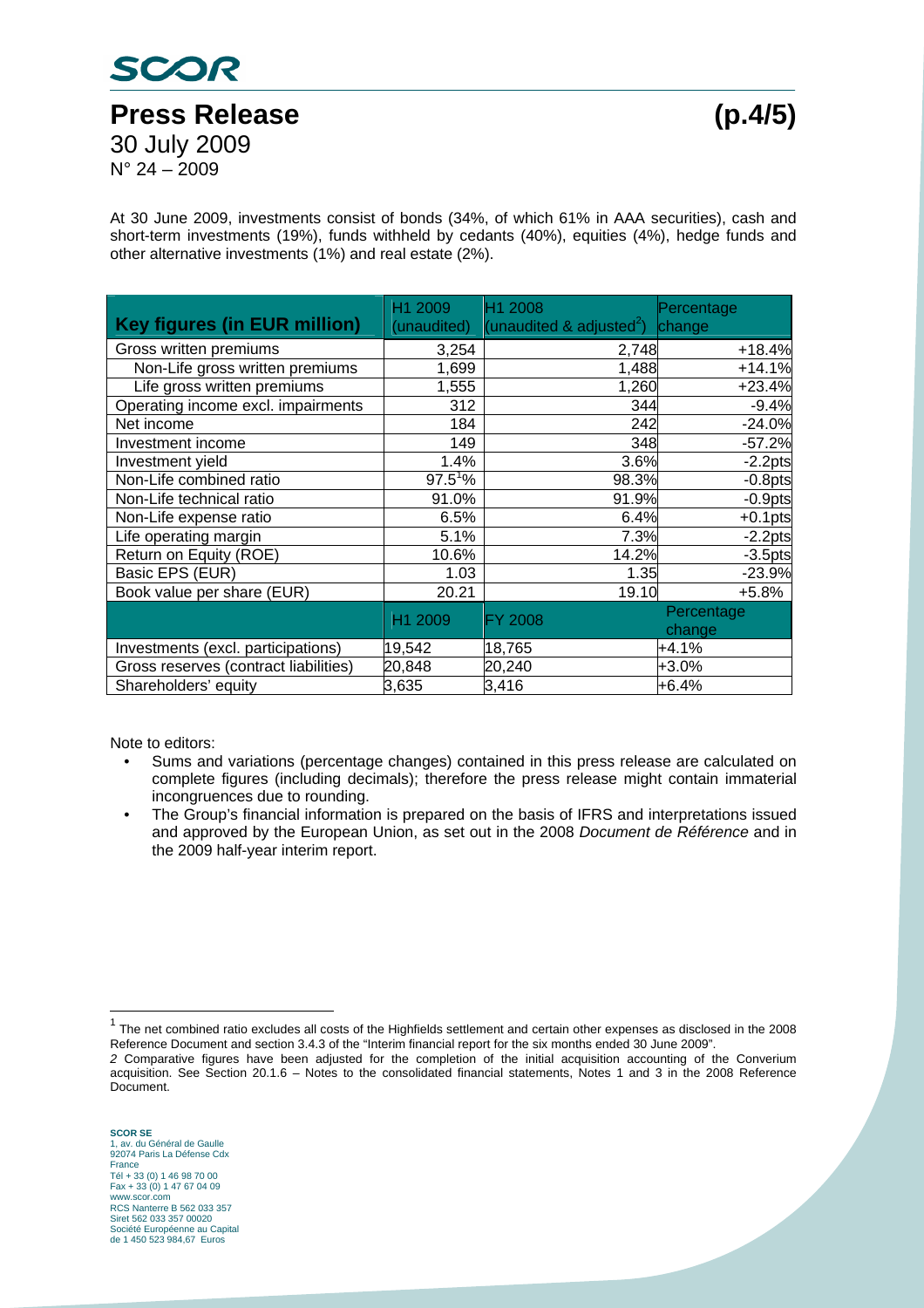At 30 June 2009, investments consist of bonds (34%, of which 61% in AAA securities), cash and short-term investments (19%), funds withheld by cedants (40%), equities (4%), hedge funds and other alternative investments (1%) and real estate (2%).

| Key figures (in EUR million) | H1 2009 (unaudited) | H1 2008 (unaudited & adjusted[2]) | Percentage change |
|---|---|---|---|
| Gross written premiums | 3,254 | 2,748 | +18.4% |
| Non-Life gross written premiums | 1,699 | 1,488 | +14.1% |
| Life gross written premiums | 1,555 | 1,260 | +23.4% |
| Operating income excl. impairments | 312 | 344 | -9.4% |
| Net income | 184 | 242 | -24.0% |
| Investment income | 149 | 348 | -57.2% |
| Investment yield | 1.4% | 3.6% | -2.2pts |
| Non-Life combined ratio | 97.5[1]% | 98.3% | -0.8pts |
| Non-Life technical ratio | 91.0% | 91.9% | -0.9pts |
| Non-Life expense ratio | 6.5% | 6.4% | +0.1pts |
| Life operating margin | 5.1% | 7.3% | -2.2pts |
| Return on Equity (ROE) | 10.6% | 14.2% | -3.5pts |
| Basic EPS (EUR) | 1.03 | 1.35 | -23.9% |
| Book value per share (EUR) | 20.21 | 19.10 | +5.8% |
| | H1 2009 | FY 2008 | Percentage change |
| Investments (excl. participations) | 19,542 | 18,765 | +4.1% |
| Gross reserves (contract liabilities) | 20,848 | 20,240 | +3.0% |
| Shareholders' equity | 3,635 | 3,416 | +6.4% |

Note to editors:

- Sums and variations (percentage changes) contained in this press release are calculated on complete figures (including decimals); therefore the press release might contain immaterial incongruences due to rounding.
- The Group's financial information is prepared on the basis of IFRS and interpretations issued and approved by the European Union, as set out in the 2008 *Document de Référence* and in the 2009 half-year interim report.

[1] The net combined ratio excludes all costs of the Highfields settlement and certain other expenses as disclosed in the 2008 Reference Document and section 3.4.3 of the "Interim financial report for the six months ended 30 June 2009".

[2] Comparative figures have been adjusted for the completion of the initial acquisition accounting of the Converium acquisition. See Section 20.1.6 – Notes to the consolidated financial statements, Notes 1 and 3 in the 2008 Reference Document.

**SCOR SE**
1, av. du Général de Gaulle
92074 Paris La Défense Cdx
France
Tél + 33 (0) 1 46 98 70 00
Fax + 33 (0) 1 47 67 04 09
www.scor.com
RCS Nanterre B 562 033 357
Siret 562 033 357 00020
Société Européenne au Capital de 1 450 523 984,67 Euros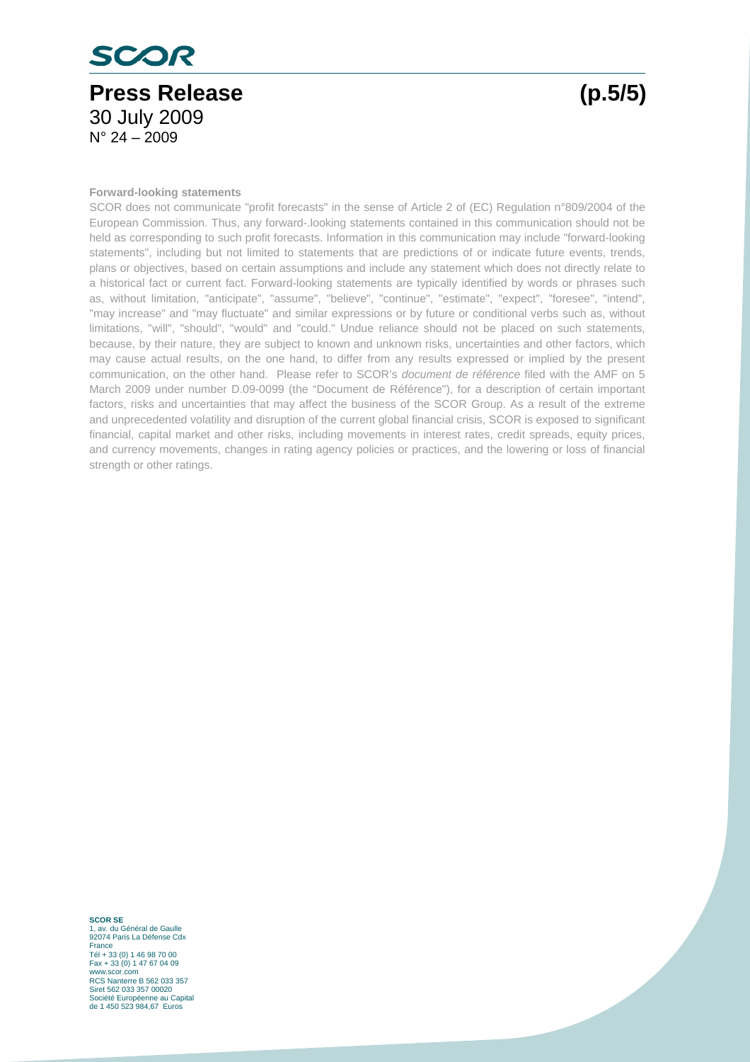**Forward-looking statements**

SCOR does not communicate "profit forecasts" in the sense of Article 2 of (EC) Regulation n°809/2004 of the European Commission. Thus, any forward-.looking statements contained in this communication should not be held as corresponding to such profit forecasts. Information in this communication may include "forward-looking statements", including but not limited to statements that are predictions of or indicate future events, trends, plans or objectives, based on certain assumptions and include any statement which does not directly relate to a historical fact or current fact. Forward-looking statements are typically identified by words or phrases such as, without limitation, "anticipate", "assume", "believe", "continue", "estimate", "expect", "foresee", "intend", "may increase" and "may fluctuate" and similar expressions or by future or conditional verbs such as, without limitations, "will", "should", "would" and "could." Undue reliance should not be placed on such statements, because, by their nature, they are subject to known and unknown risks, uncertainties and other factors, which may cause actual results, on the one hand, to differ from any results expressed or implied by the present communication, on the other hand. Please refer to SCOR's *document de référence* filed with the AMF on 5 March 2009 under number D.09-0099 (the "Document de Référence"), for a description of certain important factors, risks and uncertainties that may affect the business of the SCOR Group. As a result of the extreme and unprecedented volatility and disruption of the current global financial crisis, SCOR is exposed to significant financial, capital market and other risks, including movements in interest rates, credit spreads, equity prices, and currency movements, changes in rating agency policies or practices, and the lowering or loss of financial strength or other ratings.

**SCOR SE**
1, av. du Général de Gaulle
92074 Paris La Défense Cdx
France
Tél + 33 (0) 1 46 98 70 00
Fax + 33 (0) 1 47 67 04 09
www.scor.com
RCS Nanterre B 562 033 357
Siret 562 033 357 00020
Société Européenne au Capital
de 1 450 523 984,67 Euros